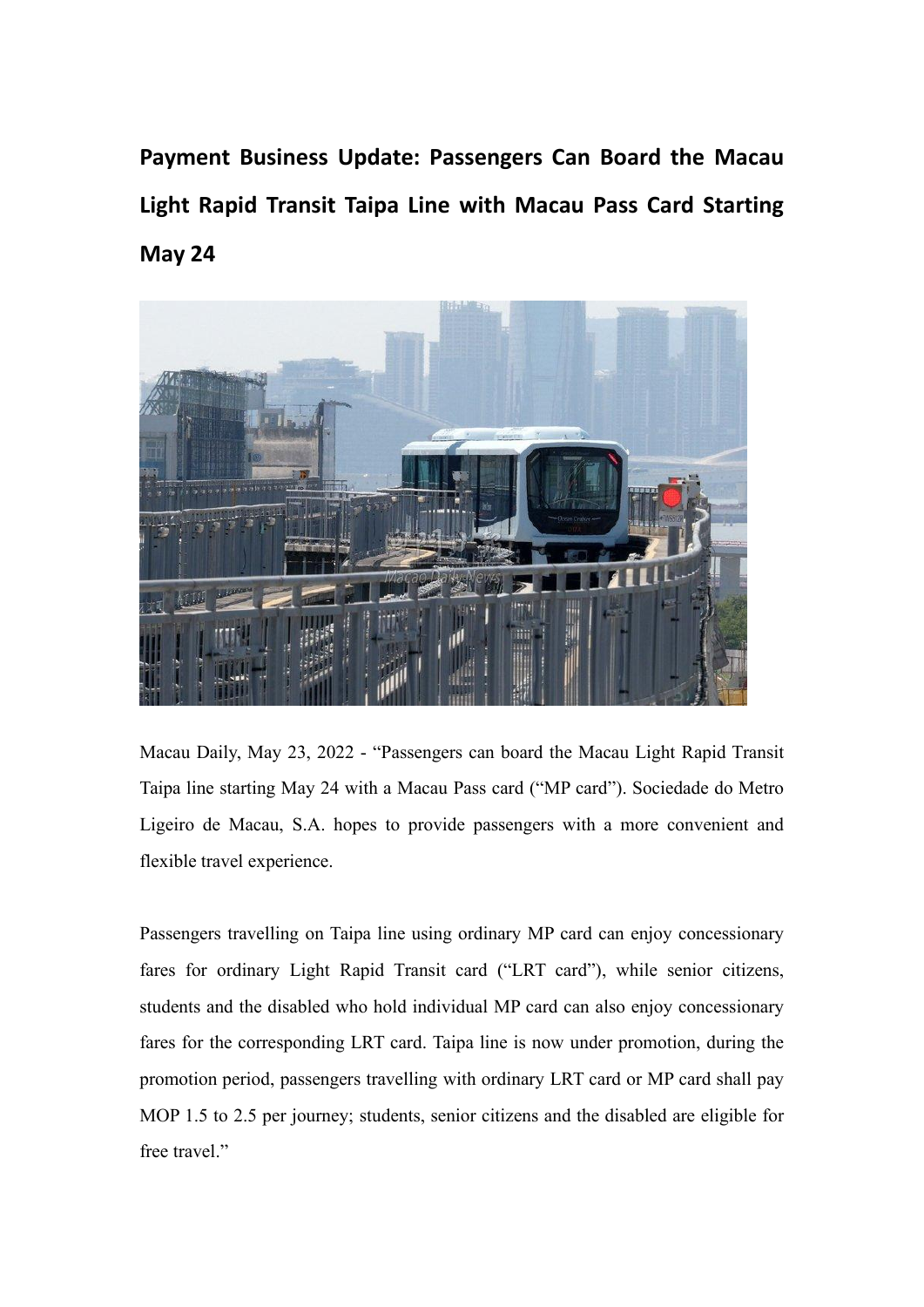# Payment Business Update: Passengers Can Board the Macau Light Rapid Transit Taipa Line with Macau Pass Card Starting May 24

Macau Daily, May 23, 2022 - "Passengers can board the Macau Light Rapid Transit Taipa line starting May 24 with a Macau Pass card ("MP card"). Sociedade do Metro Ligeiro de Macau, S.A. hopes to provide passengers with a more convenient and flexible travel experience.

Passengers travelling on Taipa line using ordinary MP card can enjoy concessionary fares for ordinary Light Rapid Transit card ("LRT card"), while senior citizens, students and the disabled who hold individual MP card can also enjoy concessionary fares for the corresponding LRT card. Taipa line is now under promotion, during the promotion period, passengers travelling with ordinary LRT card or MP card shall pay MOP 1.5 to 2.5 per journey; students, senior citizens and the disabled are eligible for free travel."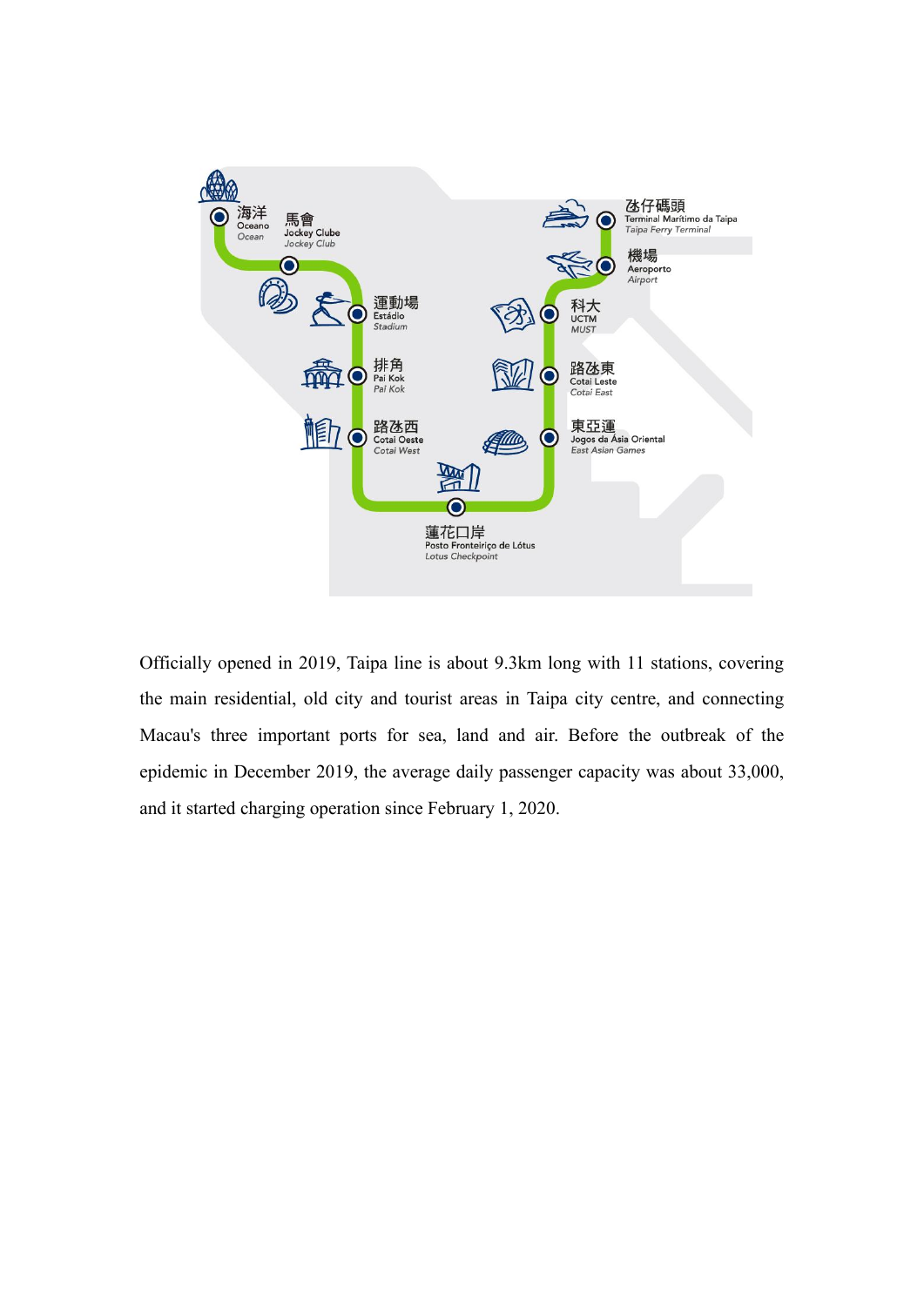海洋
Oceano
Ocean

馬會
Jockey Clube
Jockey Club

運動場
Estádio
Stadium

排角
Pai Kok
Pai Kok

路氹西
Cotai Oeste
Cotai West

蓮花口岸
Posto Fronteiriço de Lótus
Lotus Checkpoint

東亞運
Jogos da Ásia Oriental
East Asian Games

路氹東
Cotai Leste
Cotai East

科大
UCTM
MUST

機場
Aeroporto
Airport

氹仔碼頭
Terminal Marítimo da Taipa
Taipa Ferry Terminal

Officially opened in 2019, Taipa line is about 9.3km long with 11 stations, covering the main residential, old city and tourist areas in Taipa city centre, and connecting Macau's three important ports for sea, land and air. Before the outbreak of the epidemic in December 2019, the average daily passenger capacity was about 33,000, and it started charging operation since February 1, 2020.